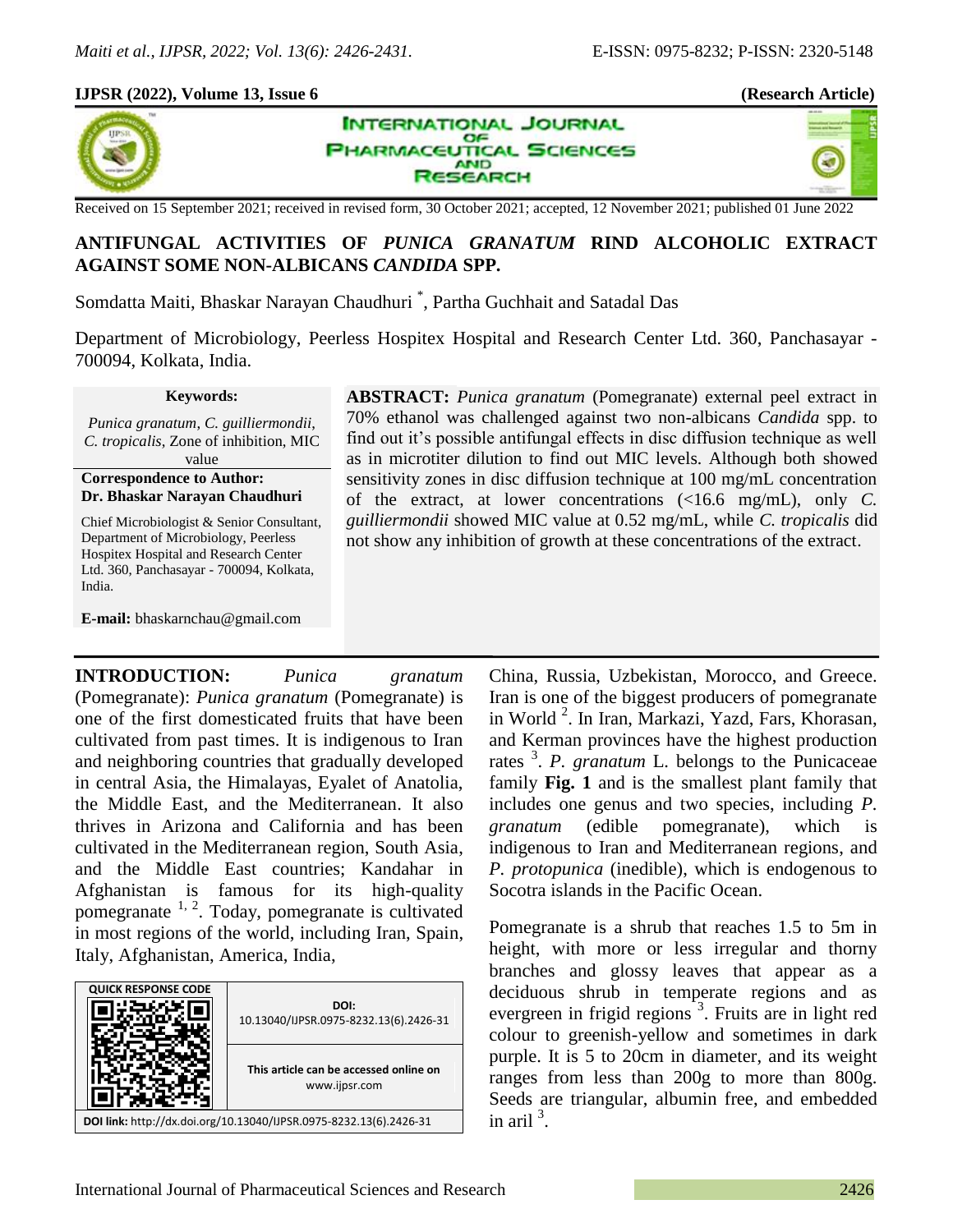Received on 15 September 2021; received in revised form, 30 October 2021; accepted, 12 November 2021; published 01 June 2022

# ANTIFUNGAL ACTIVITIES OF *PUNICA GRANATUM* RIND ALCOHOLIC EXTRACT AGAINST SOME NON-ALBICANS *CANDIDA* SPP.

Somdatta Maiti, Bhaskar Narayan Chaudhuri *, Partha Guchhait and Satadal Das

Department of Microbiology, Peerless Hospitex Hospital and Research Center Ltd. 360, Panchasayar - 700094, Kolkata, India.

**Keywords:**

*Punica granatum*, *C. guilliermondii*, *C. tropicalis*, Zone of inhibition, MIC value

**Correspondence to Author:**
**Dr. Bhaskar Narayan Chaudhuri**

Chief Microbiologist & Senior Consultant, Department of Microbiology, Peerless Hospitex Hospital and Research Center Ltd. 360, Panchasayar - 700094, Kolkata, India.

**E-mail:** bhaskarnchau@gmail.com

**ABSTRACT:** *Punica granatum* (Pomegranate) external peel extract in 70% ethanol was challenged against two non-albicans *Candida* spp. to find out it's possible antifungal effects in disc diffusion technique as well as in microtiter dilution to find out MIC levels. Although both showed sensitivity zones in disc diffusion technique at 100 mg/mL concentration of the extract, at lower concentrations (<16.6 mg/mL), only *C. guilliermondii* showed MIC value at 0.52 mg/mL, while *C. tropicalis* did not show any inhibition of growth at these concentrations of the extract.

**INTRODUCTION:** *Punica granatum* (Pomegranate): *Punica granatum* (Pomegranate) is one of the first domesticated fruits that have been cultivated from past times. It is indigenous to Iran and neighboring countries that gradually developed in central Asia, the Himalayas, Eyalet of Anatolia, the Middle East, and the Mediterranean. It also thrives in Arizona and California and has been cultivated in the Mediterranean region, South Asia, and the Middle East countries; Kandahar in Afghanistan is famous for its high-quality pomegranate [1, 2]. Today, pomegranate is cultivated in most regions of the world, including Iran, Spain, Italy, Afghanistan, America, India, China, Russia, Uzbekistan, Morocco, and Greece. Iran is one of the biggest producers of pomegranate in World [2]. In Iran, Markazi, Yazd, Fars, Khorasan, and Kerman provinces have the highest production rates [3]. *P. granatum* L. belongs to the Punicaceae family **Fig. 1** and is the smallest plant family that includes one genus and two species, including *P. granatum* (edible pomegranate), which is indigenous to Iran and Mediterranean regions, and *P. protopunica* (inedible), which is endogenous to Socotra islands in the Pacific Ocean.

| QUICK RESPONSE CODE | DOI: 10.13040/IJPSR.0975-8232.13(6).2426-31 |
| --- | --- |
| | This article can be accessed online on www.ijpsr.com |

**DOI link:** http://dx.doi.org/10.13040/IJPSR.0975-8232.13(6).2426-31

Pomegranate is a shrub that reaches 1.5 to 5m in height, with more or less irregular and thorny branches and glossy leaves that appear as a deciduous shrub in temperate regions and as evergreen in frigid regions [3]. Fruits are in light red colour to greenish-yellow and sometimes in dark purple. It is 5 to 20cm in diameter, and its weight ranges from less than 200g to more than 800g. Seeds are triangular, albumin free, and embedded in aril [3].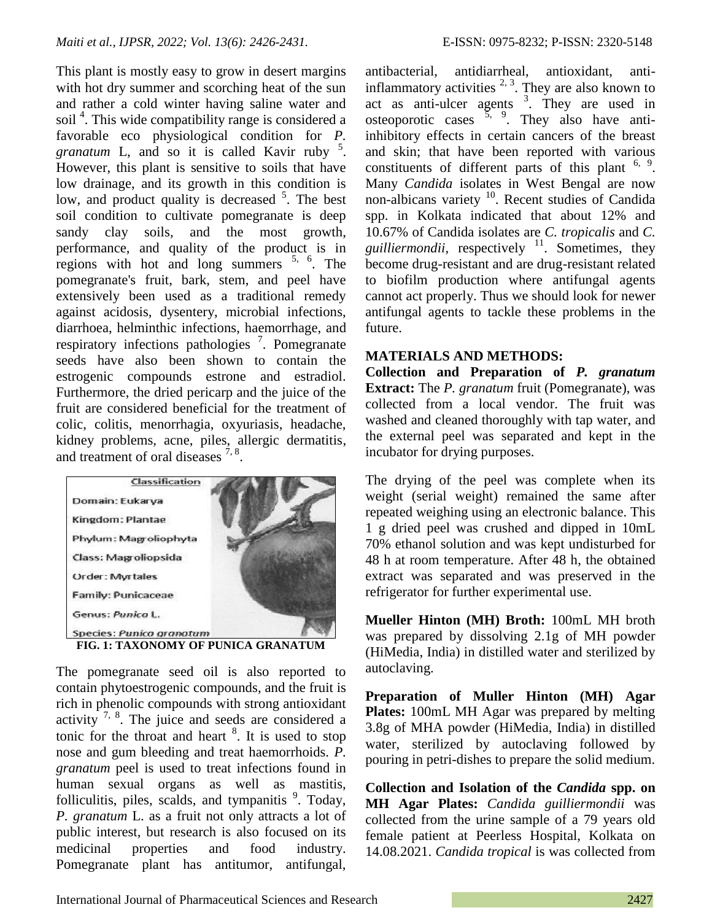This plant is mostly easy to grow in desert margins with hot dry summer and scorching heat of the sun and rather a cold winter having saline water and soil [4]. This wide compatibility range is considered a favorable eco physiological condition for *P. granatum* L, and so it is called Kavir ruby [5]. However, this plant is sensitive to soils that have low drainage, and its growth in this condition is low, and product quality is decreased [5]. The best soil condition to cultivate pomegranate is deep sandy clay soils, and the most growth, performance, and quality of the product is in regions with hot and long summers [5, 6]. The pomegranate's fruit, bark, stem, and peel have extensively been used as a traditional remedy against acidosis, dysentery, microbial infections, diarrhoea, helminthic infections, haemorrhage, and respiratory infections pathologies [7]. Pomegranate seeds have also been shown to contain the estrogenic compounds estrone and estradiol. Furthermore, the dried pericarp and the juice of the fruit are considered beneficial for the treatment of colic, colitis, menorrhagia, oxyuriasis, headache, kidney problems, acne, piles, allergic dermatitis, and treatment of oral diseases [7, 8].

Classification

Domain: Eukarya

Kingdom: Plantae

Phylum: Magroliophyta

Class: Magroliopsida

Order: Myrtales

Family: Punicaceae

Genus: *Punica* L.

Species: *Punica granatum*

**FIG. 1: TAXONOMY OF PUNICA GRANATUM**

The pomegranate seed oil is also reported to contain phytoestrogenic compounds, and the fruit is rich in phenolic compounds with strong antioxidant activity [7, 8]. The juice and seeds are considered a tonic for the throat and heart [8]. It is used to stop nose and gum bleeding and treat haemorrhoids. *P. granatum* peel is used to treat infections found in human sexual organs as well as mastitis, folliculitis, piles, scalds, and tympanitis [9]. Today, *P. granatum* L. as a fruit not only attracts a lot of public interest, but research is also focused on its medicinal properties and food industry. Pomegranate plant has antitumor, antifungal, antibacterial, antidiarrheal, antioxidant, anti-inflammatory activities [2, 3]. They are also known to act as anti-ulcer agents [3]. They are used in osteoporotic cases [5, 9]. They also have anti-inhibitory effects in certain cancers of the breast and skin; that have been reported with various constituents of different parts of this plant [6, 9]. Many *Candida* isolates in West Bengal are now non-albicans variety [10]. Recent studies of Candida spp. in Kolkata indicated that about 12% and 10.67% of Candida isolates are *C. tropicalis* and *C. guilliermondii*, respectively [11]. Sometimes, they become drug-resistant and are drug-resistant related to biofilm production where antifungal agents cannot act properly. Thus we should look for newer antifungal agents to tackle these problems in the future.

## MATERIALS AND METHODS:

**Collection and Preparation of *P. granatum* Extract:** The *P. granatum* fruit (Pomegranate), was collected from a local vendor. The fruit was washed and cleaned thoroughly with tap water, and the external peel was separated and kept in the incubator for drying purposes.

The drying of the peel was complete when its weight (serial weight) remained the same after repeated weighing using an electronic balance. This 1 g dried peel was crushed and dipped in 10mL 70% ethanol solution and was kept undisturbed for 48 h at room temperature. After 48 h, the obtained extract was separated and was preserved in the refrigerator for further experimental use.

**Mueller Hinton (MH) Broth:** 100mL MH broth was prepared by dissolving 2.1g of MH powder (HiMedia, India) in distilled water and sterilized by autoclaving.

**Preparation of Muller Hinton (MH) Agar Plates:** 100mL MH Agar was prepared by melting 3.8g of MHA powder (HiMedia, India) in distilled water, sterilized by autoclaving followed by pouring in petri-dishes to prepare the solid medium.

**Collection and Isolation of the *Candida* spp. on MH Agar Plates:** *Candida guilliermondii* was collected from the urine sample of a 79 years old female patient at Peerless Hospital, Kolkata on 14.08.2021. *Candida tropical* is was collected from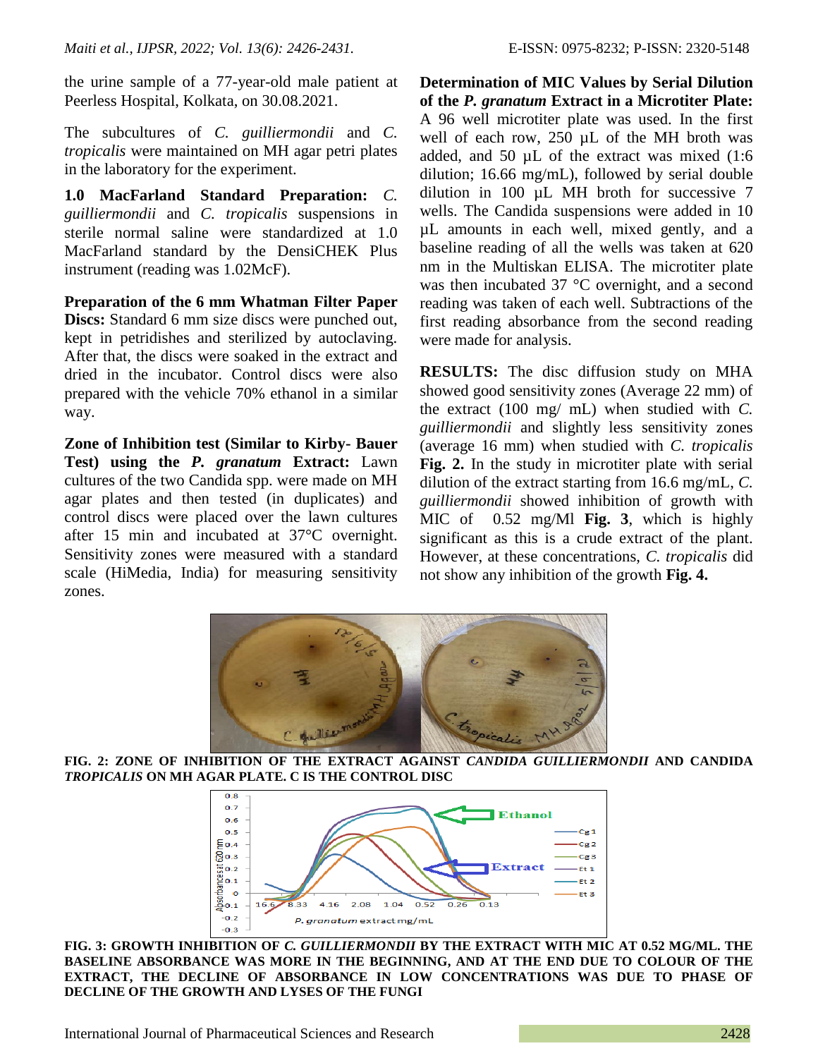the urine sample of a 77-year-old male patient at Peerless Hospital, Kolkata, on 30.08.2021.

The subcultures of *C. guilliermondii* and *C. tropicalis* were maintained on MH agar petri plates in the laboratory for the experiment.

**1.0 MacFarland Standard Preparation:** *C. guilliermondii* and *C. tropicalis* suspensions in sterile normal saline were standardized at 1.0 MacFarland standard by the DensiCHEK Plus instrument (reading was 1.02McF).

**Preparation of the 6 mm Whatman Filter Paper Discs:** Standard 6 mm size discs were punched out, kept in petridishes and sterilized by autoclaving. After that, the discs were soaked in the extract and dried in the incubator. Control discs were also prepared with the vehicle 70% ethanol in a similar way.

**Zone of Inhibition test (Similar to Kirby- Bauer Test) using the *P. granatum* Extract:** Lawn cultures of the two Candida spp. were made on MH agar plates and then tested (in duplicates) and control discs were placed over the lawn cultures after 15 min and incubated at 37°C overnight. Sensitivity zones were measured with a standard scale (HiMedia, India) for measuring sensitivity zones.

**Determination of MIC Values by Serial Dilution of the *P. granatum* Extract in a Microtiter Plate:** A 96 well microtiter plate was used. In the first well of each row, 250 µL of the MH broth was added, and 50 µL of the extract was mixed (1:6 dilution; 16.66 mg/mL), followed by serial double dilution in 100 µL MH broth for successive 7 wells. The Candida suspensions were added in 10 µL amounts in each well, mixed gently, and a baseline reading of all the wells was taken at 620 nm in the Multiskan ELISA. The microtiter plate was then incubated 37 °C overnight, and a second reading was taken of each well. Subtractions of the first reading absorbance from the second reading were made for analysis.

**RESULTS:** The disc diffusion study on MHA showed good sensitivity zones (Average 22 mm) of the extract (100 mg/ mL) when studied with *C. guilliermondii* and slightly less sensitivity zones (average 16 mm) when studied with *C. tropicalis* **Fig. 2.** In the study in microtiter plate with serial dilution of the extract starting from 16.6 mg/mL, *C. guilliermondii* showed inhibition of growth with MIC of 0.52 mg/Ml **Fig. 3**, which is highly significant as this is a crude extract of the plant. However, at these concentrations, *C. tropicalis* did not show any inhibition of the growth **Fig. 4.**

**FIG. 2: ZONE OF INHIBITION OF THE EXTRACT AGAINST *CANDIDA GUILLIERMONDII* AND CANDIDA *TROPICALIS* ON MH AGAR PLATE. C IS THE CONTROL DISC**

Ethanol
Extract
Absorbances at 620 nm
0.8
0.7
0.6
0.5
0.4
0.3
0.2
0.1
0
-0.1
-0.2
-0.3
16.6 8.33 4.16 2.08 1.04 0.52 0.26 0.13
*P. granatum* extract mg/mL
Cg 1
Cg 2
Cg 3
Et 1
Et 2
Et 3

**FIG. 3: GROWTH INHIBITION OF *C. GUILLIERMONDII* BY THE EXTRACT WITH MIC AT 0.52 MG/ML. THE BASELINE ABSORBANCE WAS MORE IN THE BEGINNING, AND AT THE END DUE TO COLOUR OF THE EXTRACT, THE DECLINE OF ABSORBANCE IN LOW CONCENTRATIONS WAS DUE TO PHASE OF DECLINE OF THE GROWTH AND LYSES OF THE FUNGI**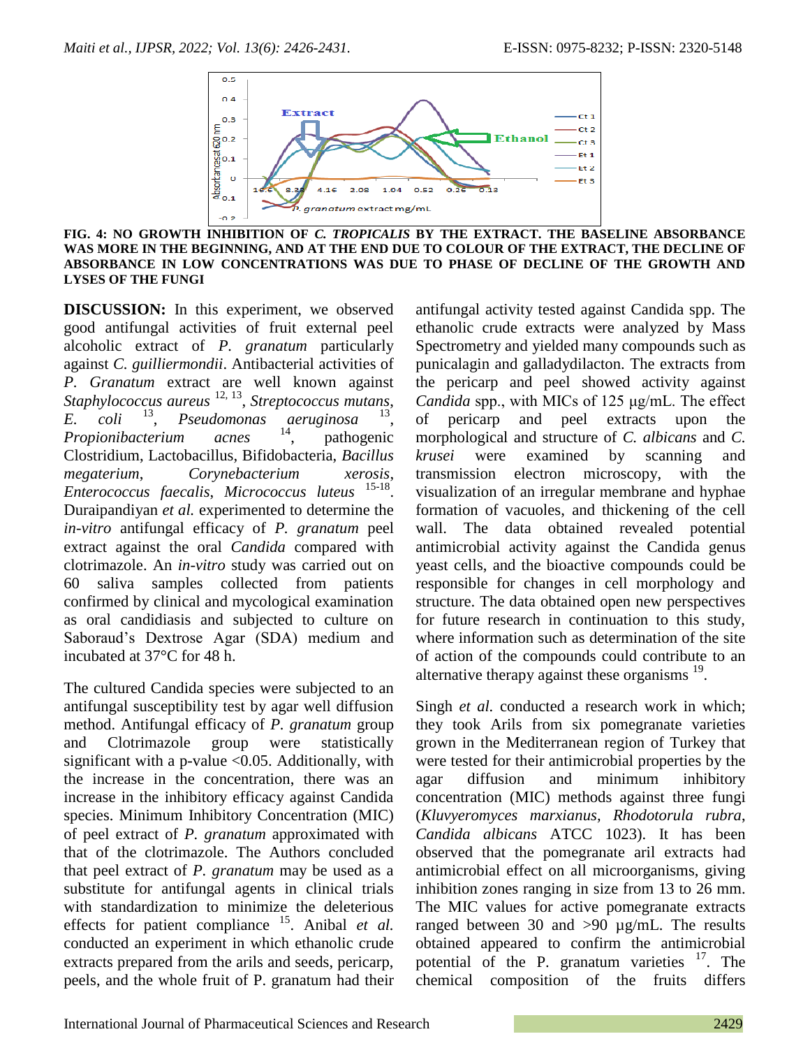FIG. 4: NO GROWTH INHIBITION OF *C. TROPICALIS* BY THE EXTRACT. THE BASELINE ABSORBANCE WAS MORE IN THE BEGINNING, AND AT THE END DUE TO COLOUR OF THE EXTRACT, THE DECLINE OF ABSORBANCE IN LOW CONCENTRATIONS WAS DUE TO PHASE OF DECLINE OF THE GROWTH AND LYSES OF THE FUNGI

**DISCUSSION:** In this experiment, we observed good antifungal activities of fruit external peel alcoholic extract of *P. granatum* particularly against *C. guilliermondii*. Antibacterial activities of *P. Granatum* extract are well known against *Staphylococcus aureus* [12, 13], *Streptococcus mutans*, *E. coli* [13], *Pseudomonas aeruginosa* [13], *Propionibacterium acnes* [14], pathogenic Clostridium, Lactobacillus, Bifidobacteria, *Bacillus megaterium*, *Corynebacterium xerosis*, *Enterococcus faecalis*, *Micrococcus luteus* [15-18]. Duraipandiyan *et al.* experimented to determine the *in-vitro* antifungal efficacy of *P. granatum* peel extract against the oral *Candida* compared with clotrimazole. An *in-vitro* study was carried out on 60 saliva samples collected from patients confirmed by clinical and mycological examination as oral candidiasis and subjected to culture on Saboraud's Dextrose Agar (SDA) medium and incubated at 37°C for 48 h.

The cultured Candida species were subjected to an antifungal susceptibility test by agar well diffusion method. Antifungal efficacy of *P. granatum* group and Clotrimazole group were statistically significant with a p-value <0.05. Additionally, with the increase in the concentration, there was an increase in the inhibitory efficacy against Candida species. Minimum Inhibitory Concentration (MIC) of peel extract of *P. granatum* approximated with that of the clotrimazole. The Authors concluded that peel extract of *P. granatum* may be used as a substitute for antifungal agents in clinical trials with standardization to minimize the deleterious effects for patient compliance [15]. Anibal *et al.* conducted an experiment in which ethanolic crude extracts prepared from the arils and seeds, pericarp, peels, and the whole fruit of P. granatum had their antifungal activity tested against Candida spp. The ethanolic crude extracts were analyzed by Mass Spectrometry and yielded many compounds such as punicalagin and galladydilacton. The extracts from the pericarp and peel showed activity against *Candida* spp., with MICs of 125 µg/mL. The effect of pericarp and peel extracts upon the morphological and structure of *C. albicans* and *C. krusei* were examined by scanning and transmission electron microscopy, with the visualization of an irregular membrane and hyphae formation of vacuoles, and thickening of the cell wall. The data obtained revealed potential antimicrobial activity against the Candida genus yeast cells, and the bioactive compounds could be responsible for changes in cell morphology and structure. The data obtained open new perspectives for future research in continuation to this study, where information such as determination of the site of action of the compounds could contribute to an alternative therapy against these organisms [19].

Singh *et al.* conducted a research work in which; they took Arils from six pomegranate varieties grown in the Mediterranean region of Turkey that were tested for their antimicrobial properties by the agar diffusion and minimum inhibitory concentration (MIC) methods against three fungi (*Kluvyeromyces marxianus*, *Rhodotorula rubra*, *Candida albicans* ATCC 1023). It has been observed that the pomegranate aril extracts had antimicrobial effect on all microorganisms, giving inhibition zones ranging in size from 13 to 26 mm. The MIC values for active pomegranate extracts ranged between 30 and >90 µg/mL. The results obtained appeared to confirm the antimicrobial potential of the P. granatum varieties [17]. The chemical composition of the fruits differs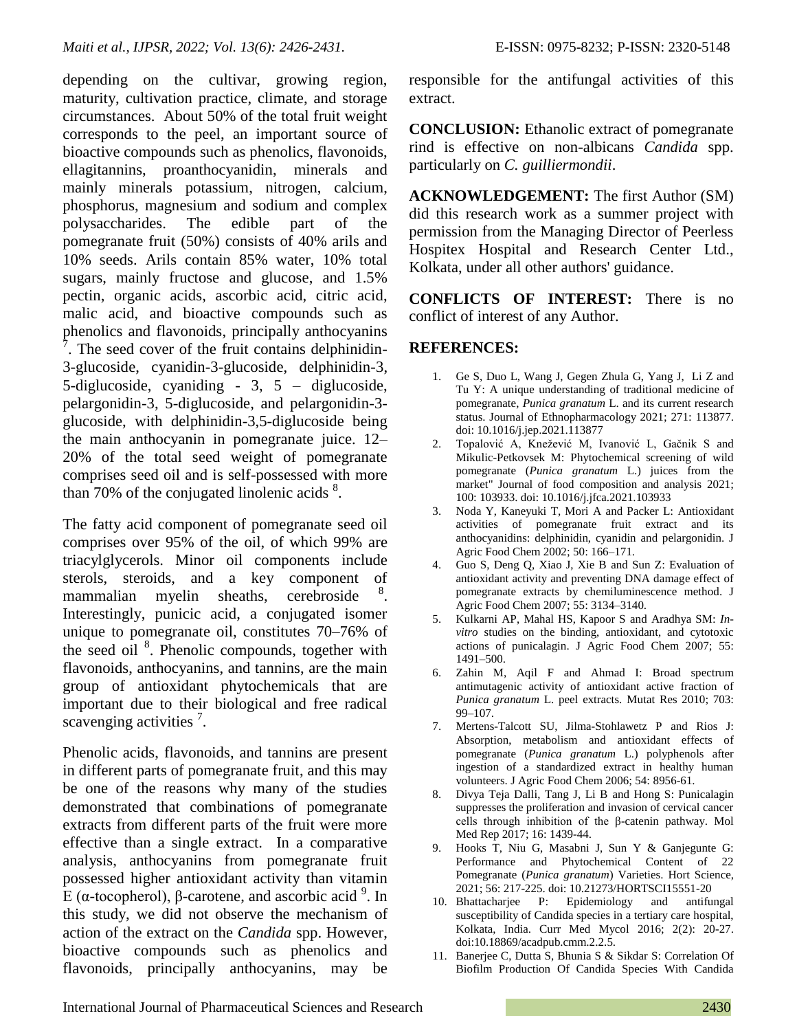depending on the cultivar, growing region, maturity, cultivation practice, climate, and storage circumstances. About 50% of the total fruit weight corresponds to the peel, an important source of bioactive compounds such as phenolics, flavonoids, ellagitannins, proanthocyanidin, minerals and mainly minerals potassium, nitrogen, calcium, phosphorus, magnesium and sodium and complex polysaccharides. The edible part of the pomegranate fruit (50%) consists of 40% arils and 10% seeds. Arils contain 85% water, 10% total sugars, mainly fructose and glucose, and 1.5% pectin, organic acids, ascorbic acid, citric acid, malic acid, and bioactive compounds such as phenolics and flavonoids, principally anthocyanins [7]. The seed cover of the fruit contains delphinidin-3-glucoside, cyanidin-3-glucoside, delphinidin-3, 5-diglucoside, cyaniding - 3, 5 – diglucoside, pelargonidin-3, 5-diglucoside, and pelargonidin-3-glucoside, with delphinidin-3,5-diglucoside being the main anthocyanin in pomegranate juice. 12–20% of the total seed weight of pomegranate comprises seed oil and is self-possessed with more than 70% of the conjugated linolenic acids [8].

The fatty acid component of pomegranate seed oil comprises over 95% of the oil, of which 99% are triacylglycerols. Minor oil components include sterols, steroids, and a key component of mammalian myelin sheaths, cerebroside [8]. Interestingly, punicic acid, a conjugated isomer unique to pomegranate oil, constitutes 70–76% of the seed oil [8]. Phenolic compounds, together with flavonoids, anthocyanins, and tannins, are the main group of antioxidant phytochemicals that are important due to their biological and free radical scavenging activities [7].

Phenolic acids, flavonoids, and tannins are present in different parts of pomegranate fruit, and this may be one of the reasons why many of the studies demonstrated that combinations of pomegranate extracts from different parts of the fruit were more effective than a single extract. In a comparative analysis, anthocyanins from pomegranate fruit possessed higher antioxidant activity than vitamin E (α-tocopherol), β-carotene, and ascorbic acid [9]. In this study, we did not observe the mechanism of action of the extract on the *Candida* spp. However, bioactive compounds such as phenolics and flavonoids, principally anthocyanins, may be responsible for the antifungal activities of this extract.

**CONCLUSION:** Ethanolic extract of pomegranate rind is effective on non-albicans *Candida* spp. particularly on *C. guilliermondii*.

**ACKNOWLEDGEMENT:** The first Author (SM) did this research work as a summer project with permission from the Managing Director of Peerless Hospitex Hospital and Research Center Ltd., Kolkata, under all other authors' guidance.

**CONFLICTS OF INTEREST:** There is no conflict of interest of any Author.

## REFERENCES:

1. Ge S, Duo L, Wang J, Gegen Zhula G, Yang J, Li Z and Tu Y: A unique understanding of traditional medicine of pomegranate, *Punica granatum* L. and its current research status. Journal of Ethnopharmacology 2021; 271: 113877. doi: 10.1016/j.jep.2021.113877
2. Topalović A, Knežević M, Ivanović L, Gačnik S and Mikulic-Petkovsek M: Phytochemical screening of wild pomegranate (*Punica granatum* L.) juices from the market" Journal of food composition and analysis 2021; 100: 103933. doi: 10.1016/j.jfca.2021.103933
3. Noda Y, Kaneyuki T, Mori A and Packer L: Antioxidant activities of pomegranate fruit extract and its anthocyanidins: delphinidin, cyanidin and pelargonidin. J Agric Food Chem 2002; 50: 166–171.
4. Guo S, Deng Q, Xiao J, Xie B and Sun Z: Evaluation of antioxidant activity and preventing DNA damage effect of pomegranate extracts by chemiluminescence method. J Agric Food Chem 2007; 55: 3134–3140.
5. Kulkarni AP, Mahal HS, Kapoor S and Aradhya SM: *In-vitro* studies on the binding, antioxidant, and cytotoxic actions of punicalagin. J Agric Food Chem 2007; 55: 1491–500.
6. Zahin M, Aqil F and Ahmad I: Broad spectrum antimutagenic activity of antioxidant active fraction of *Punica granatum* L. peel extracts. Mutat Res 2010; 703: 99–107.
7. Mertens-Talcott SU, Jilma-Stohlawetz P and Rios J: Absorption, metabolism and antioxidant effects of pomegranate (*Punica granatum* L.) polyphenols after ingestion of a standardized extract in healthy human volunteers. J Agric Food Chem 2006; 54: 8956-61.
8. Divya Teja Dalli, Tang J, Li B and Hong S: Punicalagin suppresses the proliferation and invasion of cervical cancer cells through inhibition of the β-catenin pathway. Mol Med Rep 2017; 16: 1439-44.
9. Hooks T, Niu G, Masabni J, Sun Y & Ganjegunte G: Performance and Phytochemical Content of 22 Pomegranate (*Punica granatum*) Varieties. Hort Science, 2021; 56: 217-225. doi: 10.21273/HORTSCI15551-20
10. Bhattacharjee P: Epidemiology and antifungal susceptibility of Candida species in a tertiary care hospital, Kolkata, India. Curr Med Mycol 2016; 2(2): 20-27. doi:10.18869/acadpub.cmm.2.2.5.
11. Banerjee C, Dutta S, Bhunia S & Sikdar S: Correlation Of Biofilm Production Of Candida Species With Candida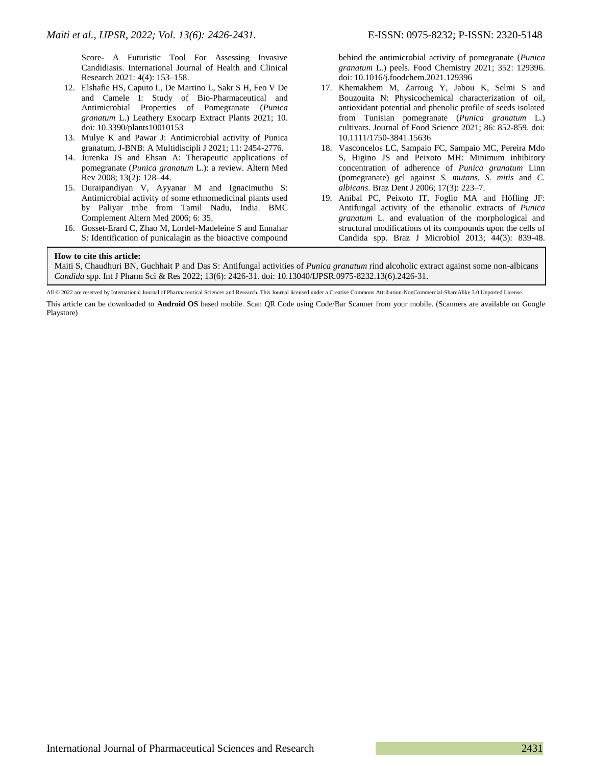Score- A Futuristic Tool For Assessing Invasive Candidiasis. International Journal of Health and Clinical Research 2021: 4(4): 153–158.

12. Elshafie HS, Caputo L, De Martino L, Sakr S H, Feo V De and Camele I: Study of Bio-Pharmaceutical and Antimicrobial Properties of Pomegranate (*Punica granatum* L.) Leathery Exocarp Extract Plants 2021; 10. doi: 10.3390/plants10010153
13. Mulye K and Pawar J: Antimicrobial activity of Punica granatum, J-BNB: A Multidiscipli J 2021; 11: 2454-2776.
14. Jurenka JS and Ehsan A: Therapeutic applications of pomegranate (*Punica granatum* L.): a review. Altern Med Rev 2008; 13(2): 128–44.
15. Duraipandiyan V, Ayyanar M and Ignacimuthu S: Antimicrobial activity of some ethnomedicinal plants used by Paliyar tribe from Tamil Nadu, India. BMC Complement Altern Med 2006; 6: 35.
16. Gosset-Erard C, Zhao M, Lordel-Madeleine S and Ennahar S: Identification of punicalagin as the bioactive compound behind the antimicrobial activity of pomegranate (*Punica granatum* L.) peels. Food Chemistry 2021; 352: 129396. doi: 10.1016/j.foodchem.2021.129396
17. Khemakhem M, Zarroug Y, Jabou K, Selmi S and Bouzouita N: Physicochemical characterization of oil, antioxidant potential and phenolic profile of seeds isolated from Tunisian pomegranate (*Punica granatum* L.) cultivars. Journal of Food Science 2021; 86: 852-859. doi: 10.1111/1750-3841.15636
18. Vasconcelos LC, Sampaio FC, Sampaio MC, Pereira Mdo S, Higino JS and Peixoto MH: Minimum inhibitory concentration of adherence of *Punica granatum* Linn (pomegranate) gel against *S. mutans*, *S. mitis* and *C. albicans*. Braz Dent J 2006; 17(3): 223–7.
19. Anibal PC, Peixoto IT, Foglio MA and Höfling JF: Antifungal activity of the ethanolic extracts of *Punica granatum* L. and evaluation of the morphological and structural modifications of its compounds upon the cells of Candida spp. Braz J Microbiol 2013; 44(3): 839-48.

**How to cite this article:**

Maiti S, Chaudhuri BN, Guchhait P and Das S: Antifungal activities of *Punica granatum* rind alcoholic extract against some non-albicans *Candida* spp. Int J Pharm Sci & Res 2022; 13(6): 2426-31. doi: 10.13040/IJPSR.0975-8232.13(6).2426-31.

All © 2022 are reserved by International Journal of Pharmaceutical Sciences and Research. This Journal licensed under a Creative Commons Attribution-NonCommercial-ShareAlike 3.0 Unported License.

This article can be downloaded to **Android OS** based mobile. Scan QR Code using Code/Bar Scanner from your mobile. (Scanners are available on Google Playstore)